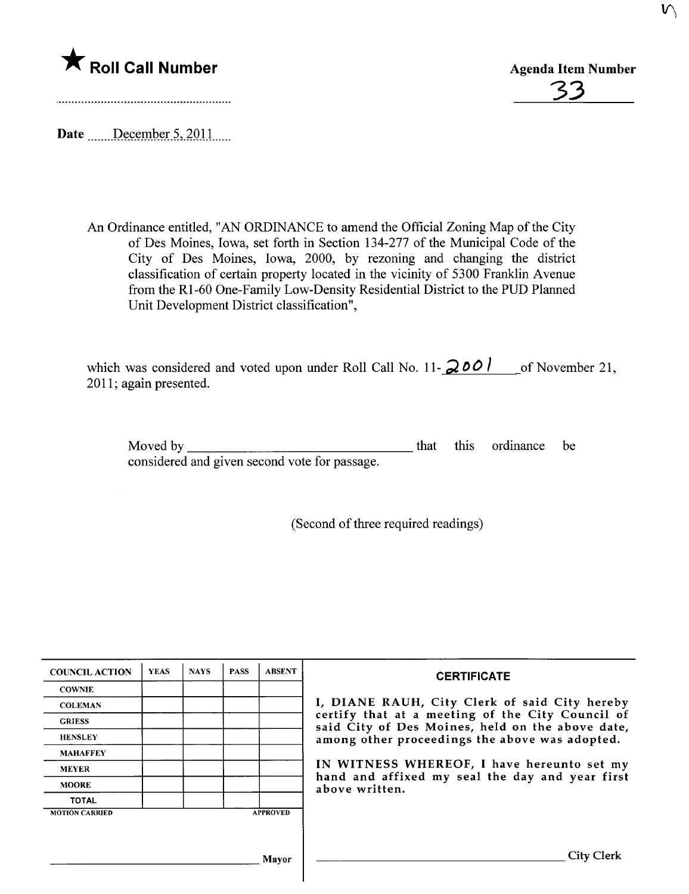★ **Roll Call Number**

**Agenda Item Number**

33

**Date** December 5, 2011

An Ordinance entitled, "AN ORDINANCE to amend the Official Zoning Map of the City of Des Moines, Iowa, set forth in Section 134-277 of the Municipal Code of the City of Des Moines, Iowa, 2000, by rezoning and changing the district classification of certain property located in the vicinity of 5300 Franklin Avenue from the R1-60 One-Family Low-Density Residential District to the PUD Planned Unit Development District classification",

which was considered and voted upon under Roll Call No. 11-2001 of November 21, 2011; again presented.

Moved by ______________________ that this ordinance be considered and given second vote for passage.

(Second of three required readings)

| COUNCIL ACTION | YEAS | NAYS | PASS | ABSENT |
|---|---|---|---|---|
| COWNIE | | | | |
| COLEMAN | | | | |
| GRIESS | | | | |
| HENSLEY | | | | |
| MAHAFFEY | | | | |
| MEYER | | | | |
| MOORE | | | | |
| TOTAL | | | | |
| MOTION CARRIED | | | | APPROVED |

______________________ Mayor

**CERTIFICATE**

I, DIANE RAUH, City Clerk of said City hereby certify that at a meeting of the City Council of said City of Des Moines, held on the above date, among other proceedings the above was adopted.

IN WITNESS WHEREOF, I have hereunto set my hand and affixed my seal the day and year first above written.

______________________ City Clerk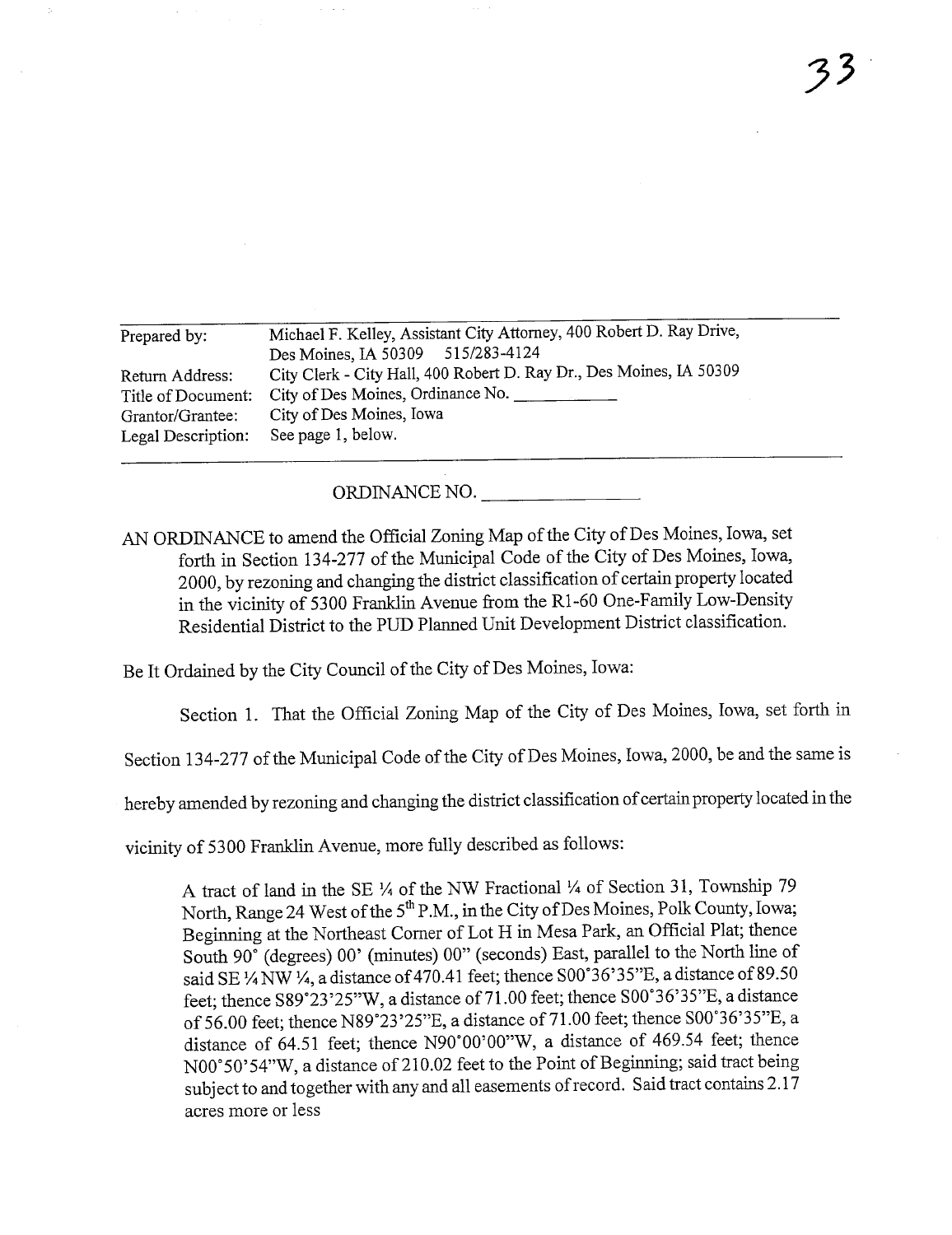| | |
|---|---|
| Prepared by: | Michael F. Kelley, Assistant City Attorney, 400 Robert D. Ray Drive, Des Moines, IA 50309 515/283-4124 |
| Return Address: | City Clerk - City Hall, 400 Robert D. Ray Dr., Des Moines, IA 50309 |
| Title of Document: | City of Des Moines, Ordinance No. ___________ |
| Grantor/Grantee: | City of Des Moines, Iowa |
| Legal Description: | See page 1, below. |

ORDINANCE NO. _______________

AN ORDINANCE to amend the Official Zoning Map of the City of Des Moines, Iowa, set forth in Section 134-277 of the Municipal Code of the City of Des Moines, Iowa, 2000, by rezoning and changing the district classification of certain property located in the vicinity of 5300 Franklin Avenue from the R1-60 One-Family Low-Density Residential District to the PUD Planned Unit Development District classification.

Be It Ordained by the City Council of the City of Des Moines, Iowa:

Section 1. That the Official Zoning Map of the City of Des Moines, Iowa, set forth in Section 134-277 of the Municipal Code of the City of Des Moines, Iowa, 2000, be and the same is hereby amended by rezoning and changing the district classification of certain property located in the vicinity of 5300 Franklin Avenue, more fully described as follows:

> A tract of land in the SE ¼ of the NW Fractional ¼ of Section 31, Township 79 North, Range 24 West of the 5th P.M., in the City of Des Moines, Polk County, Iowa; Beginning at the Northeast Corner of Lot H in Mesa Park, an Official Plat; thence South 90° (degrees) 00' (minutes) 00" (seconds) East, parallel to the North line of said SE ¼ NW ¼, a distance of 470.41 feet; thence S00°36'35"E, a distance of 89.50 feet; thence S89°23'25"W, a distance of 71.00 feet; thence S00°36'35"E, a distance of 56.00 feet; thence N89°23'25"E, a distance of 71.00 feet; thence S00°36'35"E, a distance of 64.51 feet; thence N90°00'00"W, a distance of 469.54 feet; thence N00°50'54"W, a distance of 210.02 feet to the Point of Beginning; said tract being subject to and together with any and all easements of record. Said tract contains 2.17 acres more or less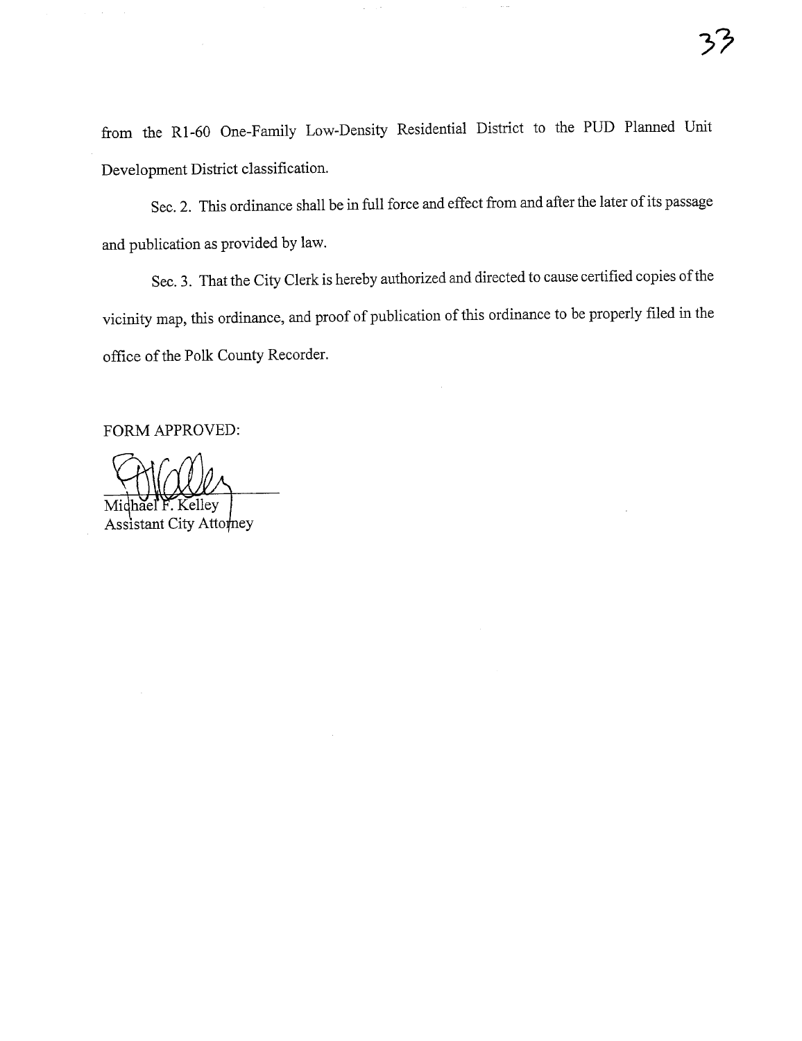from the R1-60 One-Family Low-Density Residential District to the PUD Planned Unit Development District classification.

Sec. 2. This ordinance shall be in full force and effect from and after the later of its passage and publication as provided by law.

Sec. 3. That the City Clerk is hereby authorized and directed to cause certified copies of the vicinity map, this ordinance, and proof of publication of this ordinance to be properly filed in the office of the Polk County Recorder.

FORM APPROVED:

Michael F. Kelley
Assistant City Attorney